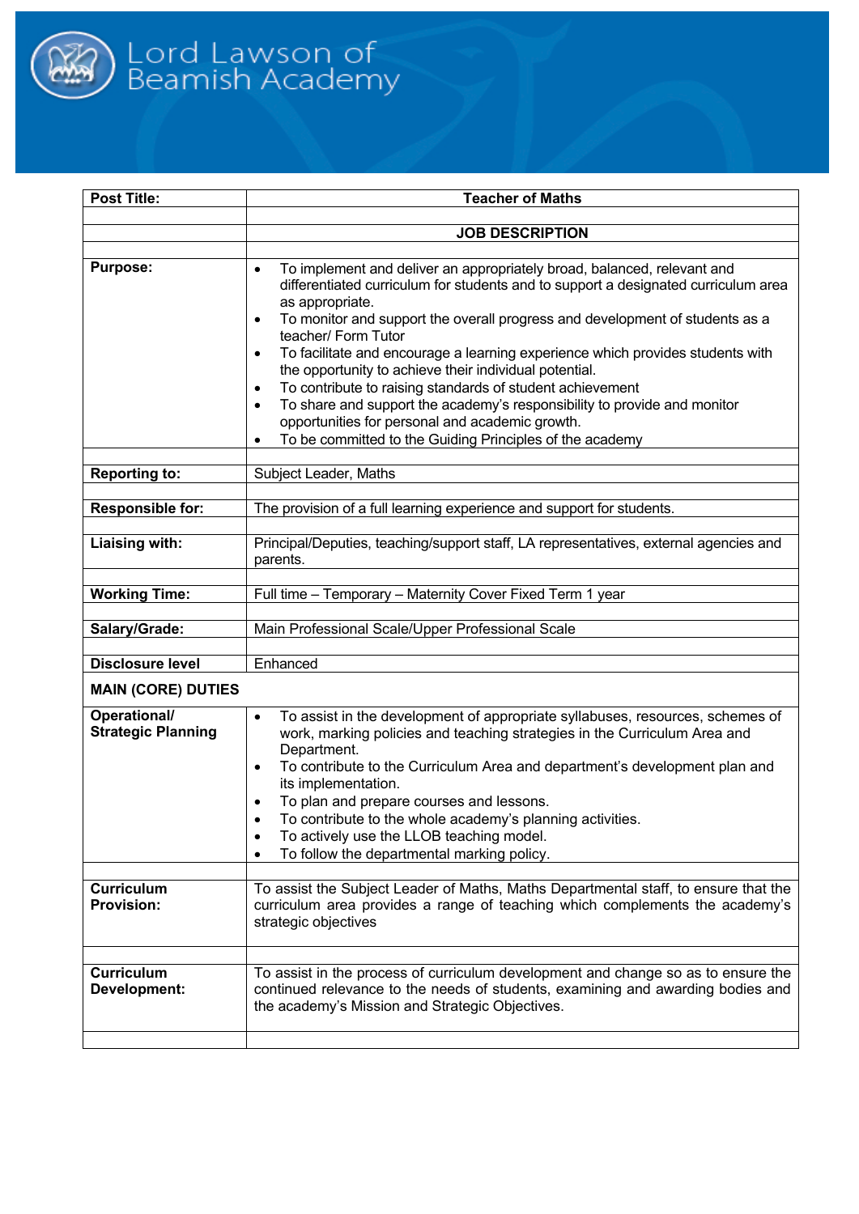# Lord Lawson of Beamish Academy

| Post Title: | Teacher of Maths |
|---|---|
| | **JOB DESCRIPTION** |
| **Purpose:** | • To implement and deliver an appropriately broad, balanced, relevant and differentiated curriculum for students and to support a designated curriculum area as appropriate.<br>• To monitor and support the overall progress and development of students as a teacher/ Form Tutor<br>• To facilitate and encourage a learning experience which provides students with the opportunity to achieve their individual potential.<br>• To contribute to raising standards of student achievement<br>• To share and support the academy's responsibility to provide and monitor opportunities for personal and academic growth.<br>• To be committed to the Guiding Principles of the academy |
| **Reporting to:** | Subject Leader, Maths |
| **Responsible for:** | The provision of a full learning experience and support for students. |
| **Liaising with:** | Principal/Deputies, teaching/support staff, LA representatives, external agencies and parents. |
| **Working Time:** | Full time – Temporary – Maternity Cover Fixed Term 1 year |
| **Salary/Grade:** | Main Professional Scale/Upper Professional Scale |
| **Disclosure level** | Enhanced |
| **MAIN (CORE) DUTIES** | |
| **Operational/ Strategic Planning** | • To assist in the development of appropriate syllabuses, resources, schemes of work, marking policies and teaching strategies in the Curriculum Area and Department.<br>• To contribute to the Curriculum Area and department's development plan and its implementation.<br>• To plan and prepare courses and lessons.<br>• To contribute to the whole academy's planning activities.<br>• To actively use the LLOB teaching model.<br>• To follow the departmental marking policy. |
| **Curriculum Provision:** | To assist the Subject Leader of Maths, Maths Departmental staff, to ensure that the curriculum area provides a range of teaching which complements the academy's strategic objectives |
| **Curriculum Development:** | To assist in the process of curriculum development and change so as to ensure the continued relevance to the needs of students, examining and awarding bodies and the academy's Mission and Strategic Objectives. |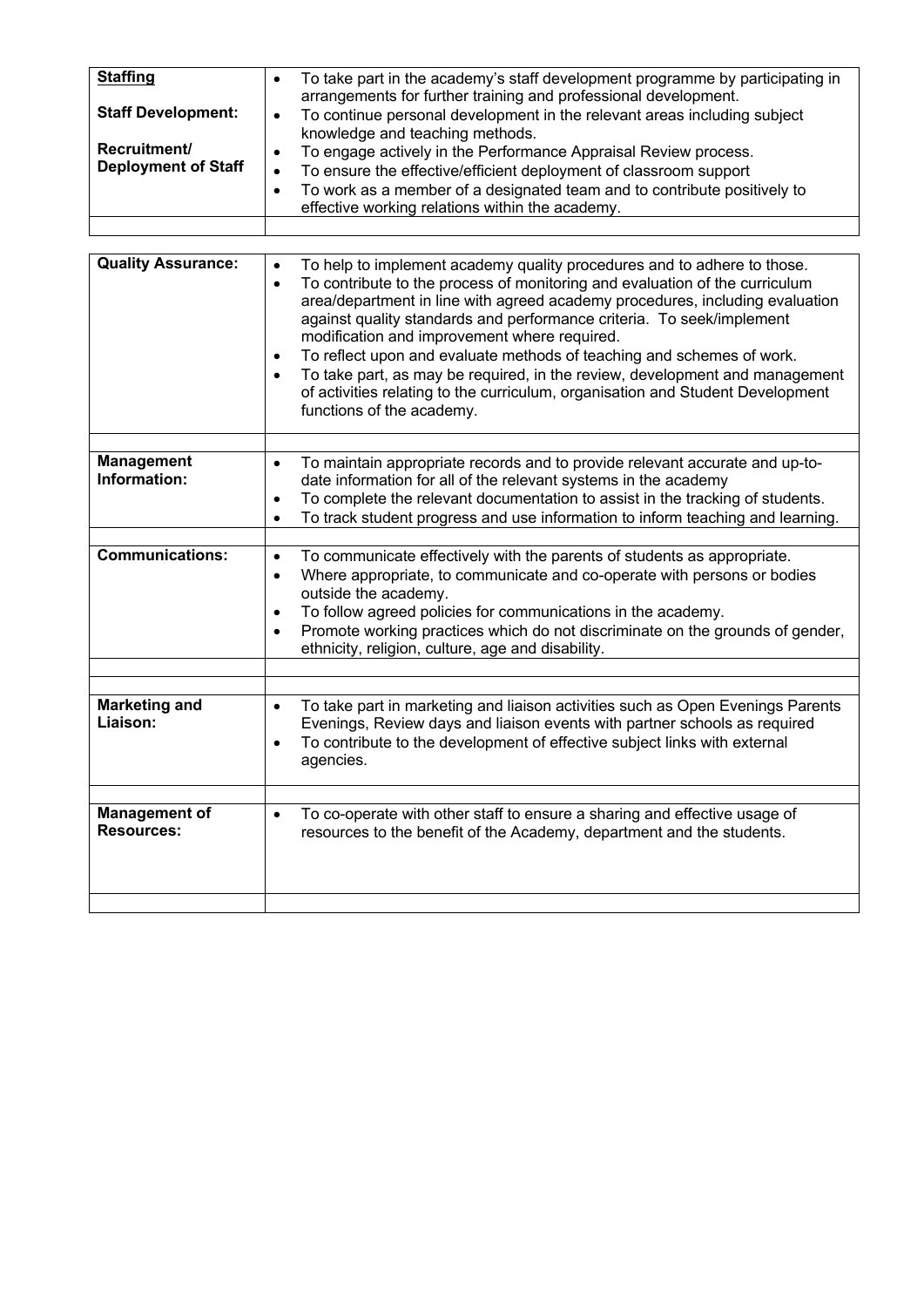| **Staffing**<br><br>**Staff Development:**<br><br>**Recruitment/ Deployment of Staff** | • To take part in the academy's staff development programme by participating in arrangements for further training and professional development.<br>• To continue personal development in the relevant areas including subject knowledge and teaching methods.<br>• To engage actively in the Performance Appraisal Review process.<br>• To ensure the effective/efficient deployment of classroom support<br>• To work as a member of a designated team and to contribute positively to effective working relations within the academy. |
|---|---|
| | |

| **Quality Assurance:** | • To help to implement academy quality procedures and to adhere to those.<br>• To contribute to the process of monitoring and evaluation of the curriculum area/department in line with agreed academy procedures, including evaluation against quality standards and performance criteria. To seek/implement modification and improvement where required.<br>• To reflect upon and evaluate methods of teaching and schemes of work.<br>• To take part, as may be required, in the review, development and management of activities relating to the curriculum, organisation and Student Development functions of the academy. |
|---|---|
| | |
| **Management Information:** | • To maintain appropriate records and to provide relevant accurate and up-to-date information for all of the relevant systems in the academy<br>• To complete the relevant documentation to assist in the tracking of students.<br>• To track student progress and use information to inform teaching and learning. |
| | |
| **Communications:** | • To communicate effectively with the parents of students as appropriate.<br>• Where appropriate, to communicate and co-operate with persons or bodies outside the academy.<br>• To follow agreed policies for communications in the academy.<br>• Promote working practices which do not discriminate on the grounds of gender, ethnicity, religion, culture, age and disability. |
| | |
| | |
| **Marketing and Liaison:** | • To take part in marketing and liaison activities such as Open Evenings Parents Evenings, Review days and liaison events with partner schools as required<br>• To contribute to the development of effective subject links with external agencies. |
| | |
| **Management of Resources:** | • To co-operate with other staff to ensure a sharing and effective usage of resources to the benefit of the Academy, department and the students. |
| | |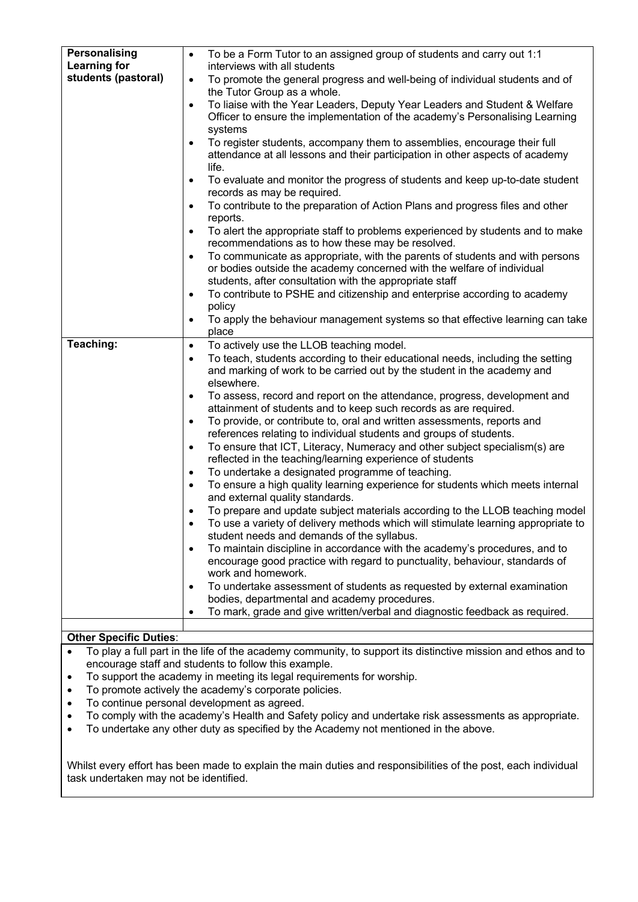| | |
|---|---|
| **Personalising Learning for students (pastoral)** | • To be a Form Tutor to an assigned group of students and carry out 1:1 interviews with all students<br>• To promote the general progress and well-being of individual students and of the Tutor Group as a whole.<br>• To liaise with the Year Leaders, Deputy Year Leaders and Student & Welfare Officer to ensure the implementation of the academy's Personalising Learning systems<br>• To register students, accompany them to assemblies, encourage their full attendance at all lessons and their participation in other aspects of academy life.<br>• To evaluate and monitor the progress of students and keep up-to-date student records as may be required.<br>• To contribute to the preparation of Action Plans and progress files and other reports.<br>• To alert the appropriate staff to problems experienced by students and to make recommendations as to how these may be resolved.<br>• To communicate as appropriate, with the parents of students and with persons or bodies outside the academy concerned with the welfare of individual students, after consultation with the appropriate staff<br>• To contribute to PSHE and citizenship and enterprise according to academy policy<br>• To apply the behaviour management systems so that effective learning can take place |
| **Teaching:** | • To actively use the LLOB teaching model.<br>• To teach, students according to their educational needs, including the setting and marking of work to be carried out by the student in the academy and elsewhere.<br>• To assess, record and report on the attendance, progress, development and attainment of students and to keep such records as are required.<br>• To provide, or contribute to, oral and written assessments, reports and references relating to individual students and groups of students.<br>• To ensure that ICT, Literacy, Numeracy and other subject specialism(s) are reflected in the teaching/learning experience of students<br>• To undertake a designated programme of teaching.<br>• To ensure a high quality learning experience for students which meets internal and external quality standards.<br>• To prepare and update subject materials according to the LLOB teaching model<br>• To use a variety of delivery methods which will stimulate learning appropriate to student needs and demands of the syllabus.<br>• To maintain discipline in accordance with the academy's procedures, and to encourage good practice with regard to punctuality, behaviour, standards of work and homework.<br>• To undertake assessment of students as requested by external examination bodies, departmental and academy procedures.<br>• To mark, grade and give written/verbal and diagnostic feedback as required. |

**Other Specific Duties**:

- To play a full part in the life of the academy community, to support its distinctive mission and ethos and to encourage staff and students to follow this example.
- To support the academy in meeting its legal requirements for worship.
- To promote actively the academy's corporate policies.
- To continue personal development as agreed.
- To comply with the academy's Health and Safety policy and undertake risk assessments as appropriate.
- To undertake any other duty as specified by the Academy not mentioned in the above.

Whilst every effort has been made to explain the main duties and responsibilities of the post, each individual task undertaken may not be identified.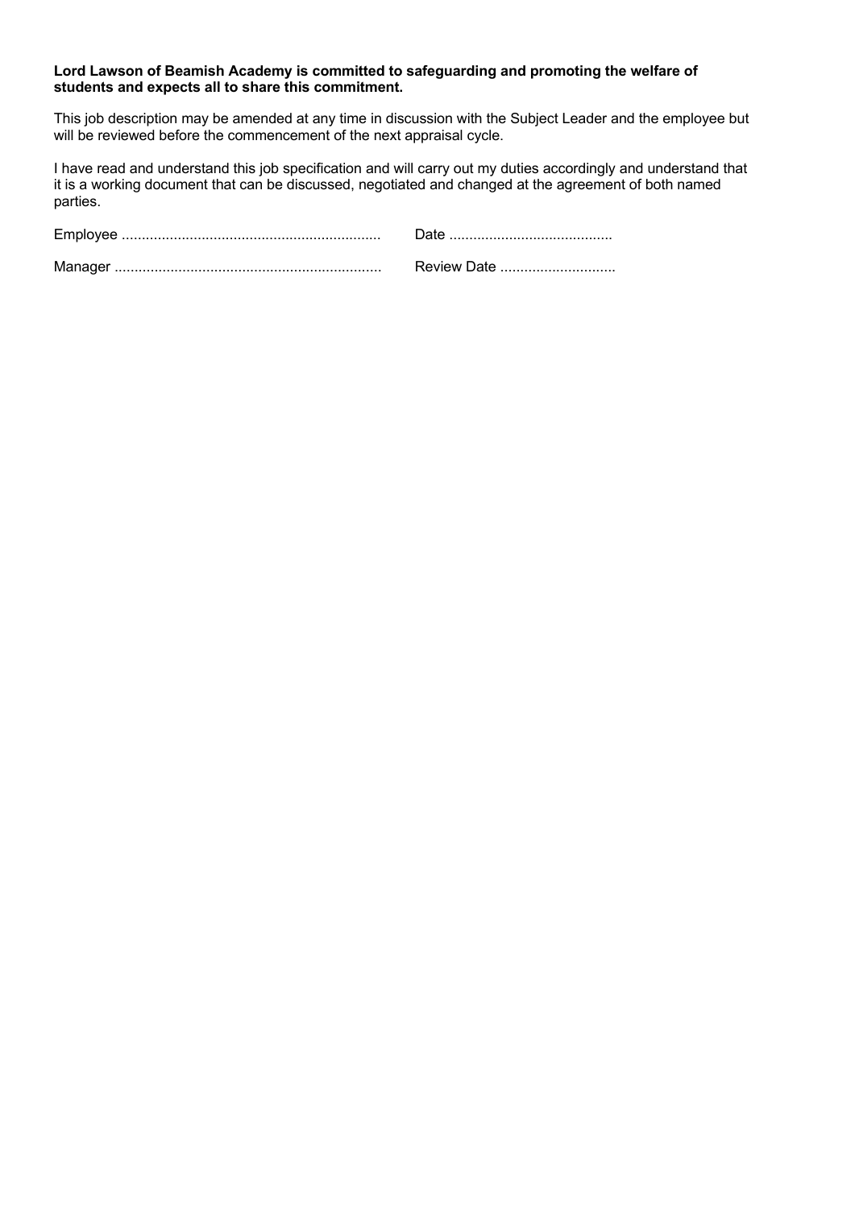**Lord Lawson of Beamish Academy is committed to safeguarding and promoting the welfare of students and expects all to share this commitment.**

This job description may be amended at any time in discussion with the Subject Leader and the employee but will be reviewed before the commencement of the next appraisal cycle.

I have read and understand this job specification and will carry out my duties accordingly and understand that it is a working document that can be discussed, negotiated and changed at the agreement of both named parties.

Employee ................................................................ Date ........................................

Manager .................................................................. Review Date ............................